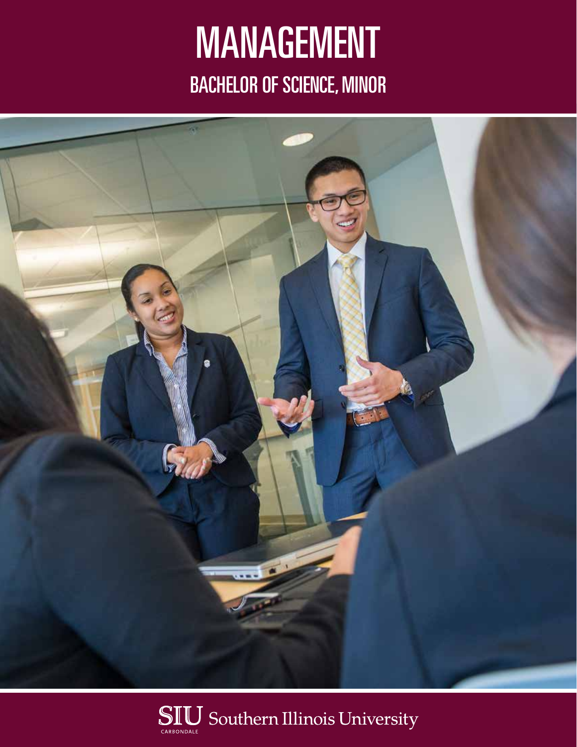# MANAGEMENT

## BACHELOR OF SCIENCE, MINOR

SIU Southern Illinois University
CARBONDALE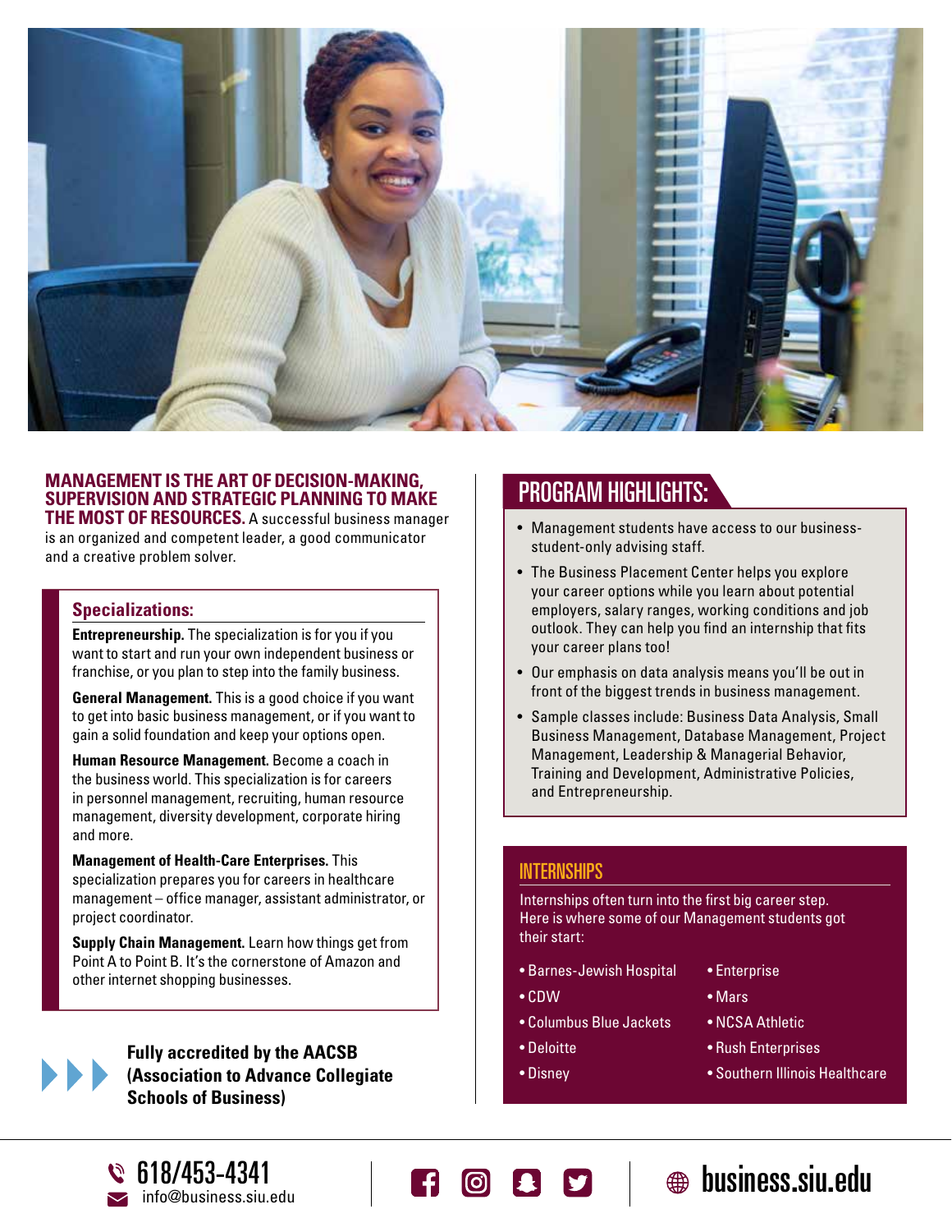**MANAGEMENT IS THE ART OF DECISION-MAKING, SUPERVISION AND STRATEGIC PLANNING TO MAKE THE MOST OF RESOURCES.** A successful business manager is an organized and competent leader, a good communicator and a creative problem solver.

## Specializations:

**Entrepreneurship.** The specialization is for you if you want to start and run your own independent business or franchise, or you plan to step into the family business.

**General Management.** This is a good choice if you want to get into basic business management, or if you want to gain a solid foundation and keep your options open.

**Human Resource Management.** Become a coach in the business world. This specialization is for careers in personnel management, recruiting, human resource management, diversity development, corporate hiring and more.

**Management of Health-Care Enterprises.** This specialization prepares you for careers in healthcare management – office manager, assistant administrator, or project coordinator.

**Supply Chain Management.** Learn how things get from Point A to Point B. It's the cornerstone of Amazon and other internet shopping businesses.

**Fully accredited by the AACSB (Association to Advance Collegiate Schools of Business)**

## PROGRAM HIGHLIGHTS:

- Management students have access to our business-student-only advising staff.
- The Business Placement Center helps you explore your career options while you learn about potential employers, salary ranges, working conditions and job outlook. They can help you find an internship that fits your career plans too!
- Our emphasis on data analysis means you'll be out in front of the biggest trends in business management.
- Sample classes include: Business Data Analysis, Small Business Management, Database Management, Project Management, Leadership & Managerial Behavior, Training and Development, Administrative Policies, and Entrepreneurship.

## INTERNSHIPS

Internships often turn into the first big career step. Here is where some of our Management students got their start:

- Barnes-Jewish Hospital
- CDW
- Columbus Blue Jackets
- Deloitte
- Disney
- Enterprise
- Mars
- NCSA Athletic
- Rush Enterprises
- Southern Illinois Healthcare

618/453-4341
info@business.siu.edu

business.siu.edu